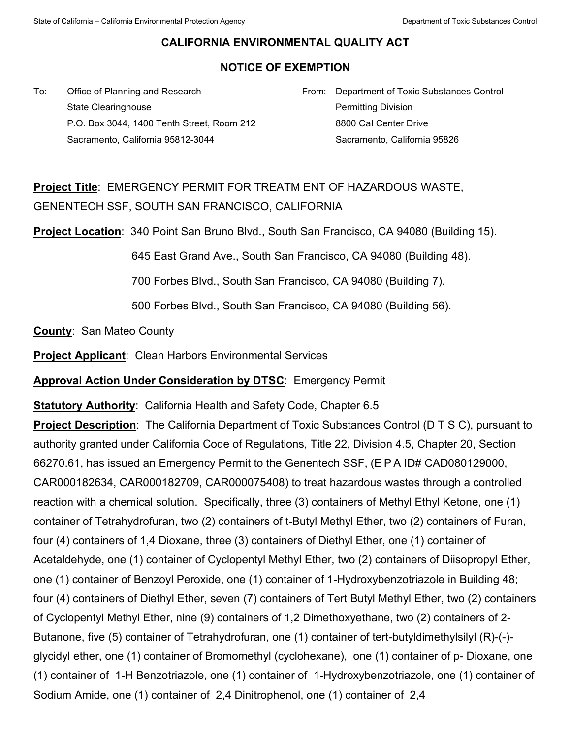# CALIFORNIA ENVIRONMENTAL QUALITY ACT

## NOTICE OF EXEMPTION

To: Office of Planning and Research
State Clearinghouse
P.O. Box 3044, 1400 Tenth Street, Room 212
Sacramento, California 95812-3044

From: Department of Toxic Substances Control
Permitting Division
8800 Cal Center Drive
Sacramento, California 95826

**Project Title**: EMERGENCY PERMIT FOR TREATM ENT OF HAZARDOUS WASTE, GENENTECH SSF, SOUTH SAN FRANCISCO, CALIFORNIA

**Project Location**: 340 Point San Bruno Blvd., South San Francisco, CA 94080 (Building 15).

645 East Grand Ave., South San Francisco, CA 94080 (Building 48).

700 Forbes Blvd., South San Francisco, CA 94080 (Building 7).

500 Forbes Blvd., South San Francisco, CA 94080 (Building 56).

**County**: San Mateo County

**Project Applicant**: Clean Harbors Environmental Services

**Approval Action Under Consideration by DTSC**: Emergency Permit

**Statutory Authority**: California Health and Safety Code, Chapter 6.5

**Project Description**: The California Department of Toxic Substances Control (D T S C), pursuant to authority granted under California Code of Regulations, Title 22, Division 4.5, Chapter 20, Section 66270.61, has issued an Emergency Permit to the Genentech SSF, (E P A ID# CAD080129000, CAR000182634, CAR000182709, CAR000075408) to treat hazardous wastes through a controlled reaction with a chemical solution. Specifically, three (3) containers of Methyl Ethyl Ketone, one (1) container of Tetrahydrofuran, two (2) containers of t-Butyl Methyl Ether, two (2) containers of Furan, four (4) containers of 1,4 Dioxane, three (3) containers of Diethyl Ether, one (1) container of Acetaldehyde, one (1) container of Cyclopentyl Methyl Ether, two (2) containers of Diisopropyl Ether, one (1) container of Benzoyl Peroxide, one (1) container of 1-Hydroxybenzotriazole in Building 48; four (4) containers of Diethyl Ether, seven (7) containers of Tert Butyl Methyl Ether, two (2) containers of Cyclopentyl Methyl Ether, nine (9) containers of 1,2 Dimethoxyethane, two (2) containers of 2-Butanone, five (5) container of Tetrahydrofuran, one (1) container of tert-butyldimethylsilyl (R)-(-)-glycidyl ether, one (1) container of Bromomethyl (cyclohexane), one (1) container of p- Dioxane, one (1) container of 1-H Benzotriazole, one (1) container of 1-Hydroxybenzotriazole, one (1) container of Sodium Amide, one (1) container of 2,4 Dinitrophenol, one (1) container of 2,4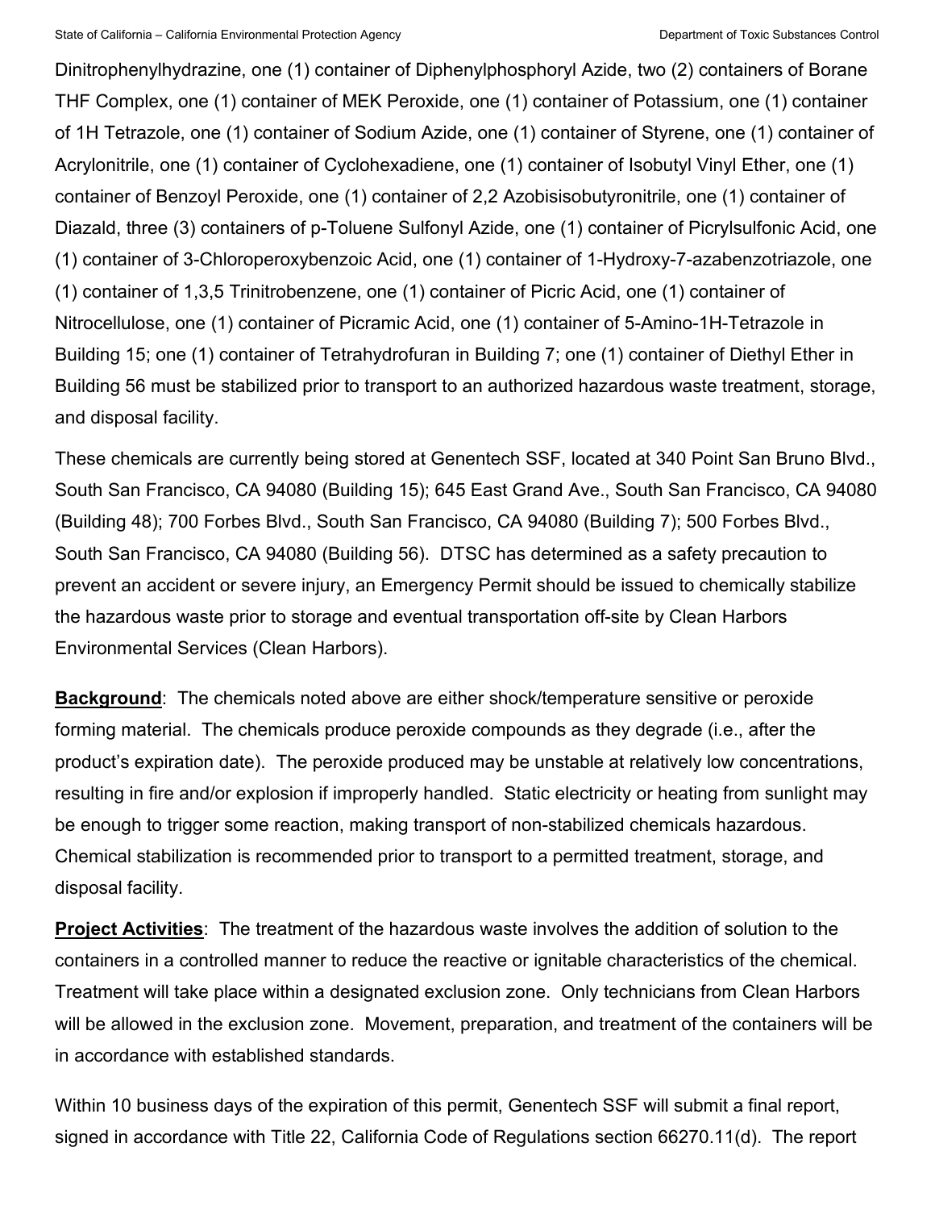Dinitrophenylhydrazine, one (1) container of Diphenylphosphoryl Azide, two (2) containers of Borane THF Complex, one (1) container of MEK Peroxide, one (1) container of Potassium, one (1) container of 1H Tetrazole, one (1) container of Sodium Azide, one (1) container of Styrene, one (1) container of Acrylonitrile, one (1) container of Cyclohexadiene, one (1) container of Isobutyl Vinyl Ether, one (1) container of Benzoyl Peroxide, one (1) container of 2,2 Azobisisobutyronitrile, one (1) container of Diazald, three (3) containers of p-Toluene Sulfonyl Azide, one (1) container of Picrylsulfonic Acid, one (1) container of 3-Chloroperoxybenzoic Acid, one (1) container of 1-Hydroxy-7-azabenzotriazole, one (1) container of 1,3,5 Trinitrobenzene, one (1) container of Picric Acid, one (1) container of Nitrocellulose, one (1) container of Picramic Acid, one (1) container of 5-Amino-1H-Tetrazole in Building 15; one (1) container of Tetrahydrofuran in Building 7; one (1) container of Diethyl Ether in Building 56 must be stabilized prior to transport to an authorized hazardous waste treatment, storage, and disposal facility.

These chemicals are currently being stored at Genentech SSF, located at 340 Point San Bruno Blvd., South San Francisco, CA 94080 (Building 15); 645 East Grand Ave., South San Francisco, CA 94080 (Building 48); 700 Forbes Blvd., South San Francisco, CA 94080 (Building 7); 500 Forbes Blvd., South San Francisco, CA 94080 (Building 56). DTSC has determined as a safety precaution to prevent an accident or severe injury, an Emergency Permit should be issued to chemically stabilize the hazardous waste prior to storage and eventual transportation off-site by Clean Harbors Environmental Services (Clean Harbors).

**Background**: The chemicals noted above are either shock/temperature sensitive or peroxide forming material. The chemicals produce peroxide compounds as they degrade (i.e., after the product's expiration date). The peroxide produced may be unstable at relatively low concentrations, resulting in fire and/or explosion if improperly handled. Static electricity or heating from sunlight may be enough to trigger some reaction, making transport of non-stabilized chemicals hazardous. Chemical stabilization is recommended prior to transport to a permitted treatment, storage, and disposal facility.

**Project Activities**: The treatment of the hazardous waste involves the addition of solution to the containers in a controlled manner to reduce the reactive or ignitable characteristics of the chemical. Treatment will take place within a designated exclusion zone. Only technicians from Clean Harbors will be allowed in the exclusion zone. Movement, preparation, and treatment of the containers will be in accordance with established standards.

Within 10 business days of the expiration of this permit, Genentech SSF will submit a final report, signed in accordance with Title 22, California Code of Regulations section 66270.11(d). The report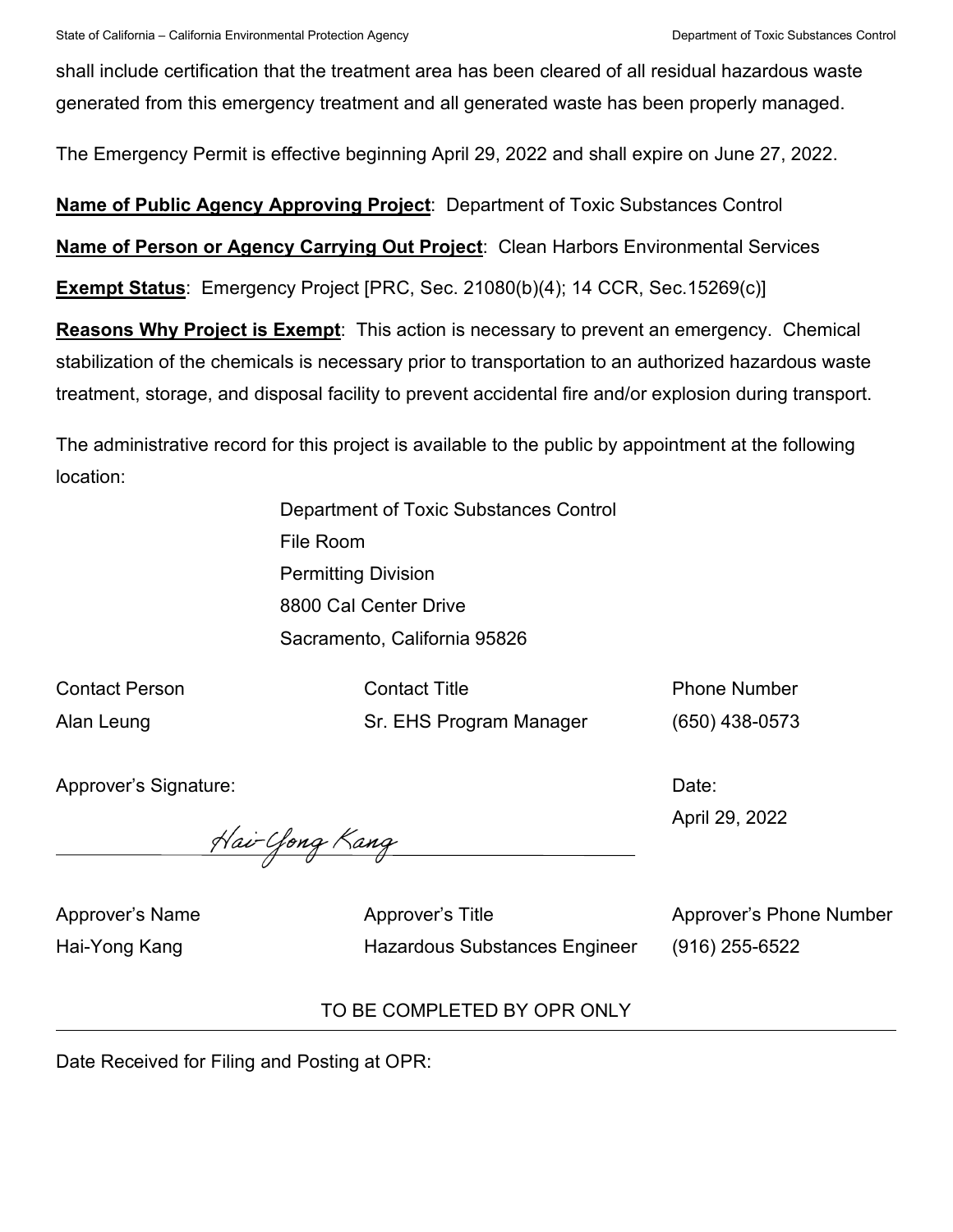shall include certification that the treatment area has been cleared of all residual hazardous waste generated from this emergency treatment and all generated waste has been properly managed.

The Emergency Permit is effective beginning April 29, 2022 and shall expire on June 27, 2022.

**Name of Public Agency Approving Project**: Department of Toxic Substances Control

**Name of Person or Agency Carrying Out Project**: Clean Harbors Environmental Services

**Exempt Status**: Emergency Project [PRC, Sec. 21080(b)(4); 14 CCR, Sec.15269(c)]

**Reasons Why Project is Exempt**: This action is necessary to prevent an emergency. Chemical stabilization of the chemicals is necessary prior to transportation to an authorized hazardous waste treatment, storage, and disposal facility to prevent accidental fire and/or explosion during transport.

The administrative record for this project is available to the public by appointment at the following location:

Department of Toxic Substances Control
File Room
Permitting Division
8800 Cal Center Drive
Sacramento, California 95826

| Contact Person | Contact Title | Phone Number |
|---|---|---|
| Alan Leung | Sr. EHS Program Manager | (650) 438-0573 |

Approver's Signature: *Hai-Yong Kang*

Date: April 29, 2022

| Approver's Name | Approver's Title | Approver's Phone Number |
|---|---|---|
| Hai-Yong Kang | Hazardous Substances Engineer | (916) 255-6522 |

TO BE COMPLETED BY OPR ONLY

Date Received for Filing and Posting at OPR: